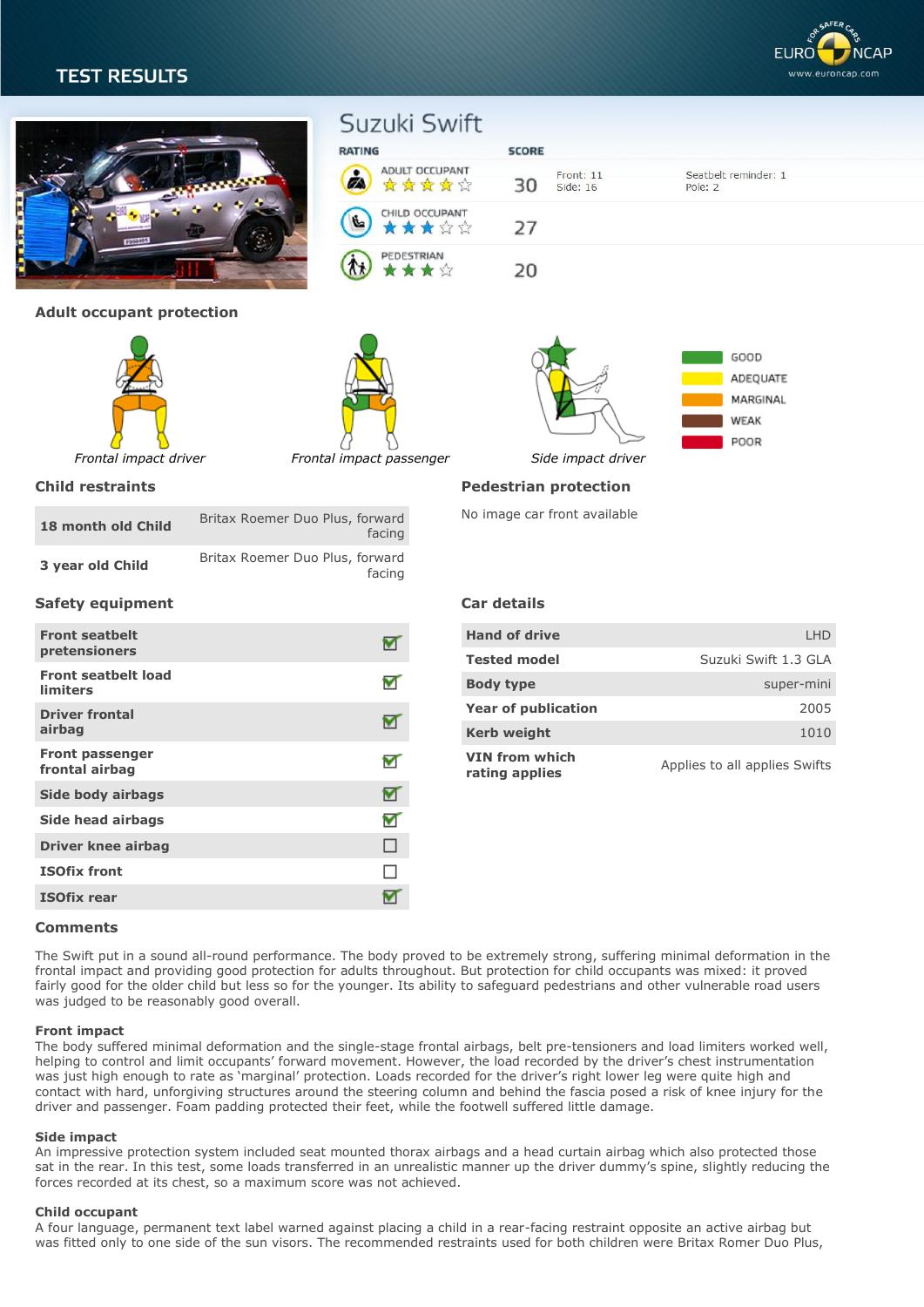# TEST RESULTS

## Suzuki Swift

| RATING | | SCORE | | |
|---|---|---|---|---|
| ADULT OCCUPANT | ★★★★☆ | 30 | Front: 11<br>Side: 16 | Seatbelt reminder: 1<br>Pole: 2 |
| CHILD OCCUPANT | ★★★☆☆ | 27 | | |
| PEDESTRIAN | ★★★☆ | 20 | | |

### Adult occupant protection

*Frontal impact driver*

*Frontal impact passenger*

*Side impact driver*

GOOD
ADEQUATE
MARGINAL
WEAK
POOR

### Child restraints

| | |
|---|---|
| **18 month old Child** | Britax Roemer Duo Plus, forward facing |
| **3 year old Child** | Britax Roemer Duo Plus, forward facing |

### Pedestrian protection

No image car front available

### Safety equipment

| | |
|---|---|
| **Front seatbelt pretensioners** | ☑ |
| **Front seatbelt load limiters** | ☑ |
| **Driver frontal airbag** | ☑ |
| **Front passenger frontal airbag** | ☑ |
| **Side body airbags** | ☑ |
| **Side head airbags** | ☑ |
| **Driver knee airbag** | ☐ |
| **ISOfix front** | ☐ |
| **ISOfix rear** | ☑ |

### Car details

| | |
|---|---|
| **Hand of drive** | LHD |
| **Tested model** | Suzuki Swift 1.3 GLA |
| **Body type** | super-mini |
| **Year of publication** | 2005 |
| **Kerb weight** | 1010 |
| **VIN from which rating applies** | Applies to all applies Swifts |

### Comments

The Swift put in a sound all-round performance. The body proved to be extremely strong, suffering minimal deformation in the frontal impact and providing good protection for adults throughout. But protection for child occupants was mixed: it proved fairly good for the older child but less so for the younger. Its ability to safeguard pedestrians and other vulnerable road users was judged to be reasonably good overall.

**Front impact**
The body suffered minimal deformation and the single-stage frontal airbags, belt pre-tensioners and load limiters worked well, helping to control and limit occupants' forward movement. However, the load recorded by the driver's chest instrumentation was just high enough to rate as 'marginal' protection. Loads recorded for the driver's right lower leg were quite high and contact with hard, unforgiving structures around the steering column and behind the fascia posed a risk of knee injury for the driver and passenger. Foam padding protected their feet, while the footwell suffered little damage.

**Side impact**
An impressive protection system included seat mounted thorax airbags and a head curtain airbag which also protected those sat in the rear. In this test, some loads transferred in an unrealistic manner up the driver dummy's spine, slightly reducing the forces recorded at its chest, so a maximum score was not achieved.

**Child occupant**
A four language, permanent text label warned against placing a child in a rear-facing restraint opposite an active airbag but was fitted only to one side of the sun visors. The recommended restraints used for both children were Britax Romer Duo Plus,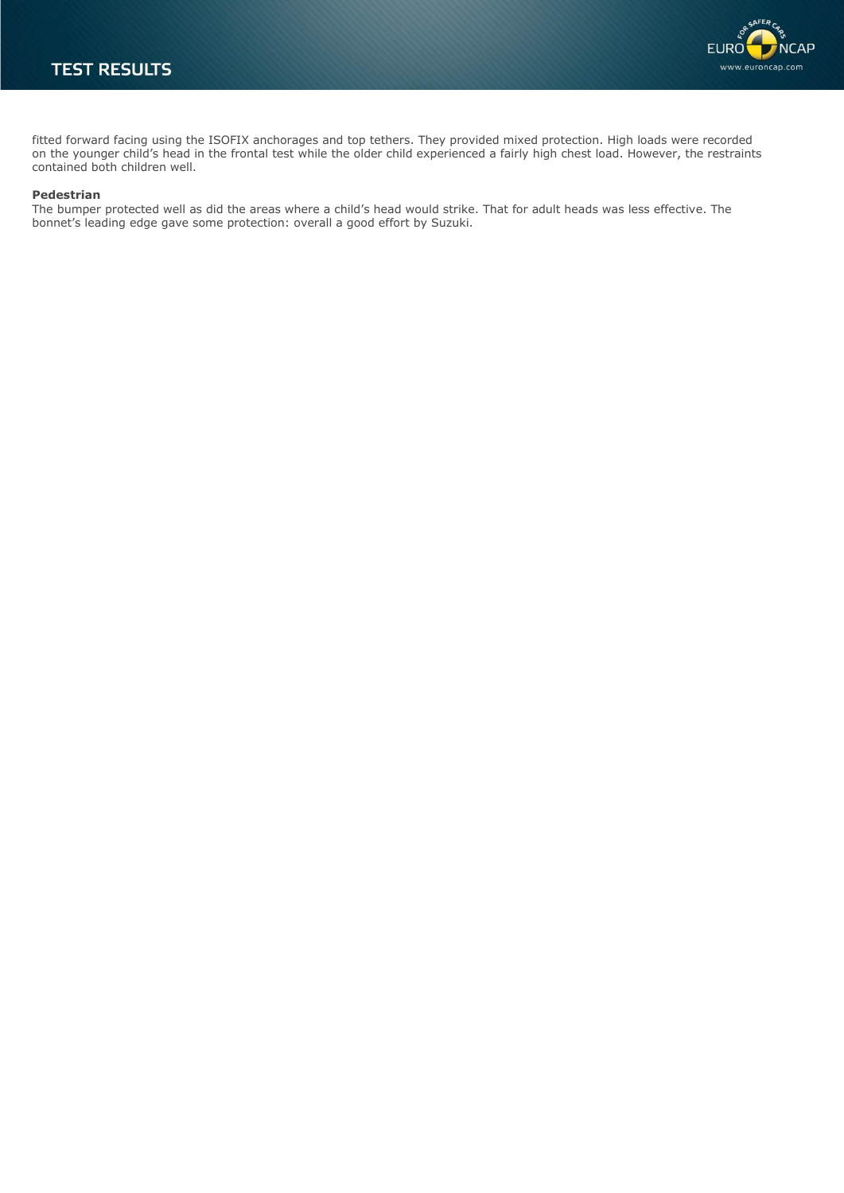fitted forward facing using the ISOFIX anchorages and top tethers. They provided mixed protection. High loads were recorded on the younger child's head in the frontal test while the older child experienced a fairly high chest load. However, the restraints contained both children well.

**Pedestrian**

The bumper protected well as did the areas where a child's head would strike. That for adult heads was less effective. The bonnet's leading edge gave some protection: overall a good effort by Suzuki.